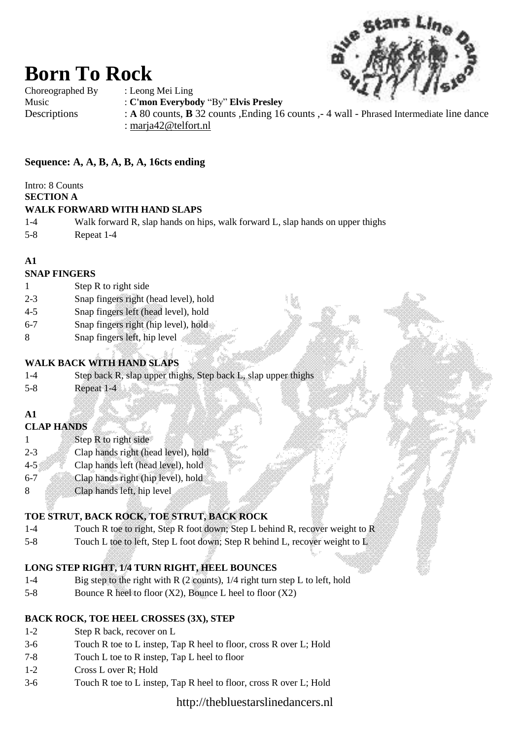# Born To Rock

Choreographed By : Leong Mei Ling
Music : **C'mon Everybody** "By" **Elvis Presley**
Descriptions : **A** 80 counts, **B** 32 counts ,Ending 16 counts ,- 4 wall - Phrased Intermediate line dance
: marja42@telfort.nl

**Sequence: A, A, B, A, B, A, 16cts ending**

Intro: 8 Counts

**SECTION A**

**WALK FORWARD WITH HAND SLAPS**

| | |
|---|---|
| 1-4 | Walk forward R, slap hands on hips, walk forward L, slap hands on upper thighs |
| 5-8 | Repeat 1-4 |

**A1**

**SNAP FINGERS**

| | |
|---|---|
| 1 | Step R to right side |
| 2-3 | Snap fingers right (head level), hold |
| 4-5 | Snap fingers left (head level), hold |
| 6-7 | Snap fingers right (hip level), hold |
| 8 | Snap fingers left, hip level |

**WALK BACK WITH HAND SLAPS**

| | |
|---|---|
| 1-4 | Step back R, slap upper thighs, Step back L, slap upper thighs |
| 5-8 | Repeat 1-4 |

**A1**

**CLAP HANDS**

| | |
|---|---|
| 1 | Step R to right side |
| 2-3 | Clap hands right (head level), hold |
| 4-5 | Clap hands left (head level), hold |
| 6-7 | Clap hands right (hip level), hold |
| 8 | Clap hands left, hip level |

**TOE STRUT, BACK ROCK, TOE STRUT, BACK ROCK**

| | |
|---|---|
| 1-4 | Touch R toe to right, Step R foot down; Step L behind R, recover weight to R |
| 5-8 | Touch L toe to left, Step L foot down; Step R behind L, recover weight to L |

**LONG STEP RIGHT, 1/4 TURN RIGHT, HEEL BOUNCES**

| | |
|---|---|
| 1-4 | Big step to the right with R (2 counts), 1/4 right turn step L to left, hold |
| 5-8 | Bounce R heel to floor (X2), Bounce L heel to floor (X2) |

**BACK ROCK, TOE HEEL CROSSES (3X), STEP**

| | |
|---|---|
| 1-2 | Step R back, recover on L |
| 3-6 | Touch R toe to L instep, Tap R heel to floor, cross R over L; Hold |
| 7-8 | Touch L toe to R instep, Tap L heel to floor |
| 1-2 | Cross L over R; Hold |
| 3-6 | Touch R toe to L instep, Tap R heel to floor, cross R over L; Hold |

http://thebluestarslinedancers.nl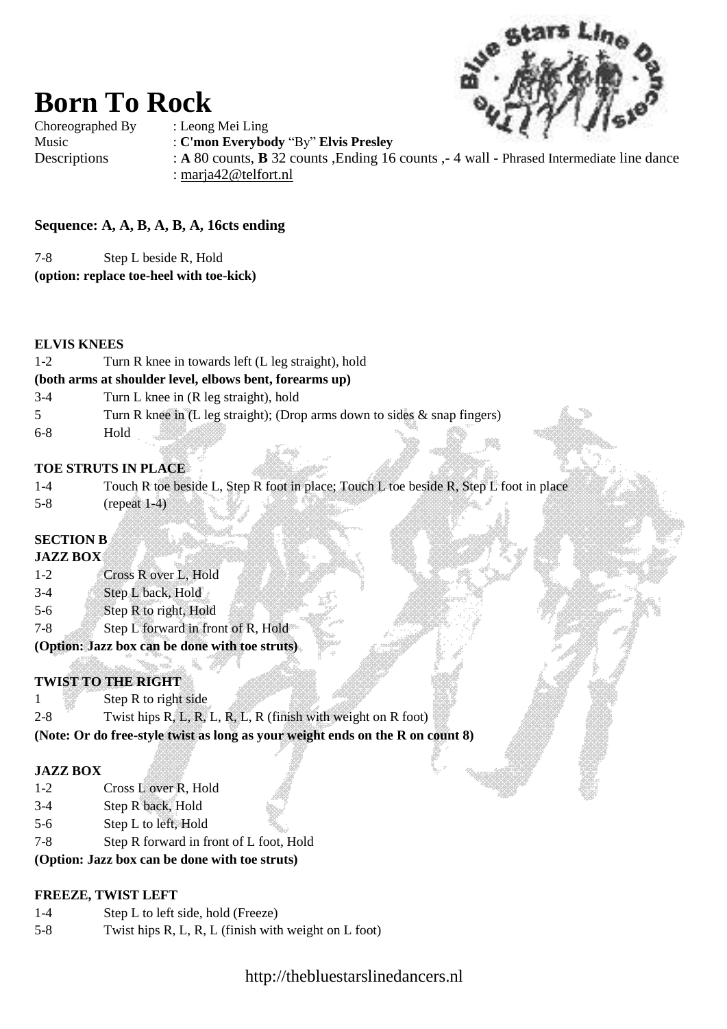// Born To Rock

Choreographed By : Leong Mei Ling
Music : **C'mon Everybody** "By" **Elvis Presley**
Descriptions : **A** 80 counts, **B** 32 counts ,Ending 16 counts ,- 4 wall - Phrased Intermediate line dance
: marja42@telfort.nl

**Sequence: A, A, B, A, B, A, 16cts ending**

7-8 Step L beside R, Hold
**(option: replace toe-heel with toe-kick)**

**ELVIS KNEES**

1-2 Turn R knee in towards left (L leg straight), hold
**(both arms at shoulder level, elbows bent, forearms up)**
3-4 Turn L knee in (R leg straight), hold
5 Turn R knee in (L leg straight); (Drop arms down to sides & snap fingers)
6-8 Hold

**TOE STRUTS IN PLACE**

1-4 Touch R toe beside L, Step R foot in place; Touch L toe beside R, Step L foot in place
5-8 (repeat 1-4)

**SECTION B**
**JAZZ BOX**

1-2 Cross R over L, Hold
3-4 Step L back, Hold
5-6 Step R to right, Hold
7-8 Step L forward in front of R, Hold
**(Option: Jazz box can be done with toe struts)**

**TWIST TO THE RIGHT**

1 Step R to right side
2-8 Twist hips R, L, R, L, R, L, R (finish with weight on R foot)
**(Note: Or do free-style twist as long as your weight ends on the R on count 8)**

**JAZZ BOX**

1-2 Cross L over R, Hold
3-4 Step R back, Hold
5-6 Step L to left, Hold
7-8 Step R forward in front of L foot, Hold
**(Option: Jazz box can be done with toe struts)**

**FREEZE, TWIST LEFT**

1-4 Step L to left side, hold (Freeze)
5-8 Twist hips R, L, R, L (finish with weight on L foot)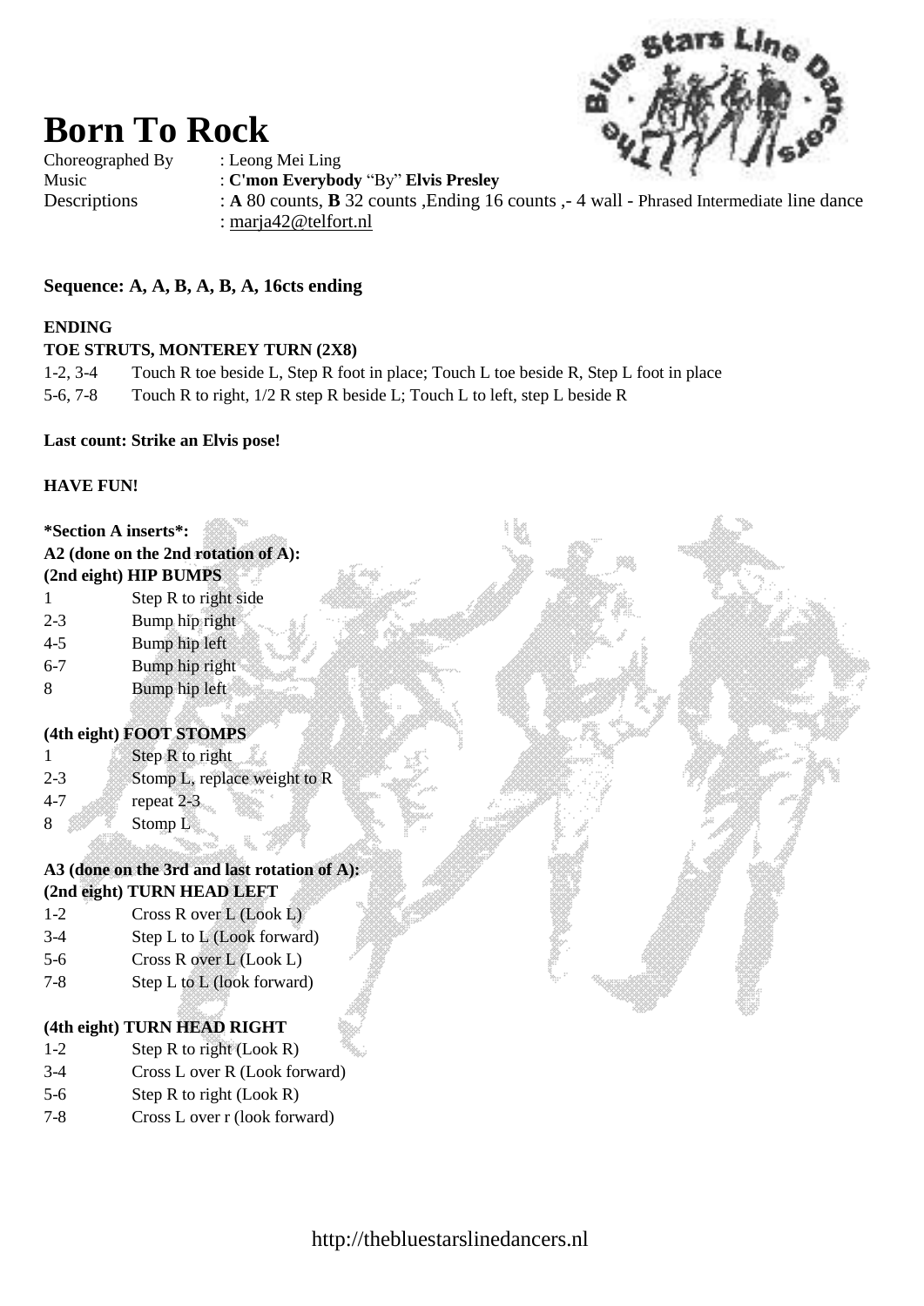# Born To Rock

Choreographed By : Leong Mei Ling
Music : **C'mon Everybody** "By" **Elvis Presley**
Descriptions : **A** 80 counts, **B** 32 counts ,Ending 16 counts ,- 4 wall - Phrased Intermediate line dance
: marja42@telfort.nl

**Sequence: A, A, B, A, B, A, 16cts ending**

**ENDING**

**TOE STRUTS, MONTEREY TURN (2X8)**

| | |
|---|---|
| 1-2, 3-4 | Touch R toe beside L, Step R foot in place; Touch L toe beside R, Step L foot in place |
| 5-6, 7-8 | Touch R to right, 1/2 R step R beside L; Touch L to left, step L beside R |

**Last count: Strike an Elvis pose!**

**HAVE FUN!**

**\*Section A inserts\*:**

**A2 (done on the 2nd rotation of A):**

**(2nd eight) HIP BUMPS**

| | |
|---|---|
| 1 | Step R to right side |
| 2-3 | Bump hip right |
| 4-5 | Bump hip left |
| 6-7 | Bump hip right |
| 8 | Bump hip left |

**(4th eight) FOOT STOMPS**

| | |
|---|---|
| 1 | Step R to right |
| 2-3 | Stomp L, replace weight to R |
| 4-7 | repeat 2-3 |
| 8 | Stomp L |

**A3 (done on the 3rd and last rotation of A):**

**(2nd eight) TURN HEAD LEFT**

| | |
|---|---|
| 1-2 | Cross R over L (Look L) |
| 3-4 | Step L to L (Look forward) |
| 5-6 | Cross R over L (Look L) |
| 7-8 | Step L to L (look forward) |

**(4th eight) TURN HEAD RIGHT**

| | |
|---|---|
| 1-2 | Step R to right (Look R) |
| 3-4 | Cross L over R (Look forward) |
| 5-6 | Step R to right (Look R) |
| 7-8 | Cross L over r (look forward) |

http://thebluestarslinedancers.nl